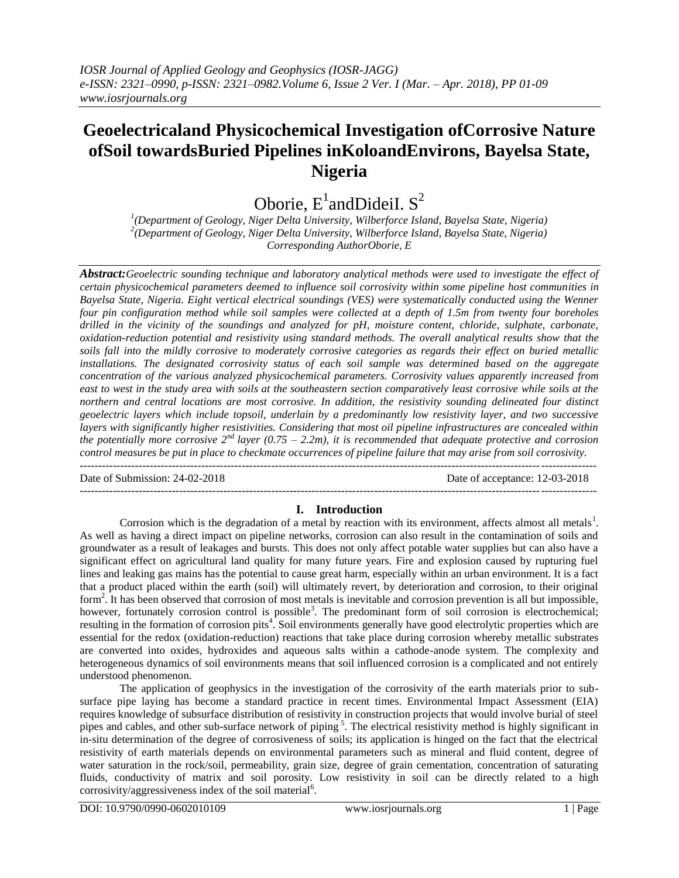# Geoelectricaland Physicochemical Investigation ofCorrosive Nature ofSoil towardsBuried Pipelines inKoloandEnvirons, Bayelsa State, Nigeria

Oborie, E[1]andDideiI. S[2]

[1](Department of Geology, Niger Delta University, Wilberforce Island, Bayelsa State, Nigeria)
[2](Department of Geology, Niger Delta University, Wilberforce Island, Bayelsa State, Nigeria)
Corresponding AuthorOborie, E

***Abstract:****Geoelectric sounding technique and laboratory analytical methods were used to investigate the effect of certain physicochemical parameters deemed to influence soil corrosivity within some pipeline host communities in Bayelsa State, Nigeria. Eight vertical electrical soundings (VES) were systematically conducted using the Wenner four pin configuration method while soil samples were collected at a depth of 1.5m from twenty four boreholes drilled in the vicinity of the soundings and analyzed for pH, moisture content, chloride, sulphate, carbonate, oxidation-reduction potential and resistivity using standard methods. The overall analytical results show that the soils fall into the mildly corrosive to moderately corrosive categories as regards their effect on buried metallic installations. The designated corrosivity status of each soil sample was determined based on the aggregate concentration of the various analyzed physicochemical parameters. Corrosivity values apparently increased from east to west in the study area with soils at the southeastern section comparatively least corrosive while soils at the northern and central locations are most corrosive. In addition, the resistivity sounding delineated four distinct geoelectric layers which include topsoil, underlain by a predominantly low resistivity layer, and two successive layers with significantly higher resistivities. Considering that most oil pipeline infrastructures are concealed within the potentially more corrosive 2nd layer (0.75 – 2.2m), it is recommended that adequate protective and corrosion control measures be put in place to checkmate occurrences of pipeline failure that may arise from soil corrosivity.*

---

Date of Submission: 24-02-2018 Date of acceptance: 12-03-2018

---

## I. Introduction

Corrosion which is the degradation of a metal by reaction with its environment, affects almost all metals[1]. As well as having a direct impact on pipeline networks, corrosion can also result in the contamination of soils and groundwater as a result of leakages and bursts. This does not only affect potable water supplies but can also have a significant effect on agricultural land quality for many future years. Fire and explosion caused by rupturing fuel lines and leaking gas mains has the potential to cause great harm, especially within an urban environment. It is a fact that a product placed within the earth (soil) will ultimately revert, by deterioration and corrosion, to their original form[2]. It has been observed that corrosion of most metals is inevitable and corrosion prevention is all but impossible, however, fortunately corrosion control is possible[3]. The predominant form of soil corrosion is electrochemical; resulting in the formation of corrosion pits[4]. Soil environments generally have good electrolytic properties which are essential for the redox (oxidation-reduction) reactions that take place during corrosion whereby metallic substrates are converted into oxides, hydroxides and aqueous salts within a cathode-anode system. The complexity and heterogeneous dynamics of soil environments means that soil influenced corrosion is a complicated and not entirely understood phenomenon.

The application of geophysics in the investigation of the corrosivity of the earth materials prior to sub-surface pipe laying has become a standard practice in recent times. Environmental Impact Assessment (EIA) requires knowledge of subsurface distribution of resistivity in construction projects that would involve burial of steel pipes and cables, and other sub-surface network of piping [5]. The electrical resistivity method is highly significant in in-situ determination of the degree of corrosiveness of soils; its application is hinged on the fact that the electrical resistivity of earth materials depends on environmental parameters such as mineral and fluid content, degree of water saturation in the rock/soil, permeability, grain size, degree of grain cementation, concentration of saturating fluids, conductivity of matrix and soil porosity. Low resistivity in soil can be directly related to a high corrosivity/aggressiveness index of the soil material[6].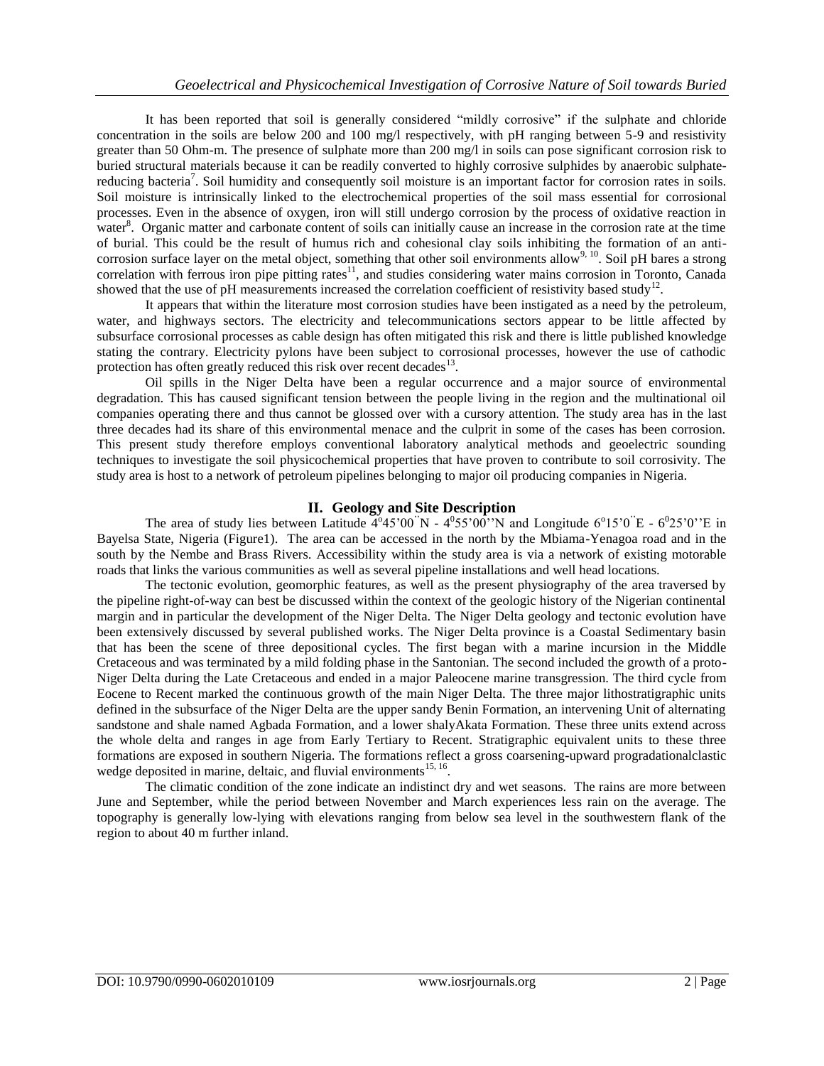It has been reported that soil is generally considered "mildly corrosive" if the sulphate and chloride concentration in the soils are below 200 and 100 mg/l respectively, with pH ranging between 5-9 and resistivity greater than 50 Ohm-m. The presence of sulphate more than 200 mg/l in soils can pose significant corrosion risk to buried structural materials because it can be readily converted to highly corrosive sulphides by anaerobic sulphate-reducing bacteria[7]. Soil humidity and consequently soil moisture is an important factor for corrosion rates in soils. Soil moisture is intrinsically linked to the electrochemical properties of the soil mass essential for corrosional processes. Even in the absence of oxygen, iron will still undergo corrosion by the process of oxidative reaction in water[8]. Organic matter and carbonate content of soils can initially cause an increase in the corrosion rate at the time of burial. This could be the result of humus rich and cohesional clay soils inhibiting the formation of an anti-corrosion surface layer on the metal object, something that other soil environments allow[9, 10]. Soil pH bares a strong correlation with ferrous iron pipe pitting rates[11], and studies considering water mains corrosion in Toronto, Canada showed that the use of pH measurements increased the correlation coefficient of resistivity based study[12].

It appears that within the literature most corrosion studies have been instigated as a need by the petroleum, water, and highways sectors. The electricity and telecommunications sectors appear to be little affected by subsurface corrosional processes as cable design has often mitigated this risk and there is little published knowledge stating the contrary. Electricity pylons have been subject to corrosional processes, however the use of cathodic protection has often greatly reduced this risk over recent decades[13].

Oil spills in the Niger Delta have been a regular occurrence and a major source of environmental degradation. This has caused significant tension between the people living in the region and the multinational oil companies operating there and thus cannot be glossed over with a cursory attention. The study area has in the last three decades had its share of this environmental menace and the culprit in some of the cases has been corrosion. This present study therefore employs conventional laboratory analytical methods and geoelectric sounding techniques to investigate the soil physicochemical properties that have proven to contribute to soil corrosivity. The study area is host to a network of petroleum pipelines belonging to major oil producing companies in Nigeria.

## II. Geology and Site Description

The area of study lies between Latitude 4°45'00''N - 4°55'00''N and Longitude 6°15'0''E - 6°25'0''E in Bayelsa State, Nigeria (Figure1). The area can be accessed in the north by the Mbiama-Yenagoa road and in the south by the Nembe and Brass Rivers. Accessibility within the study area is via a network of existing motorable roads that links the various communities as well as several pipeline installations and well head locations.

The tectonic evolution, geomorphic features, as well as the present physiography of the area traversed by the pipeline right-of-way can best be discussed within the context of the geologic history of the Nigerian continental margin and in particular the development of the Niger Delta. The Niger Delta geology and tectonic evolution have been extensively discussed by several published works. The Niger Delta province is a Coastal Sedimentary basin that has been the scene of three depositional cycles. The first began with a marine incursion in the Middle Cretaceous and was terminated by a mild folding phase in the Santonian. The second included the growth of a proto-Niger Delta during the Late Cretaceous and ended in a major Paleocene marine transgression. The third cycle from Eocene to Recent marked the continuous growth of the main Niger Delta. The three major lithostratigraphic units defined in the subsurface of the Niger Delta are the upper sandy Benin Formation, an intervening Unit of alternating sandstone and shale named Agbada Formation, and a lower shalyAkata Formation. These three units extend across the whole delta and ranges in age from Early Tertiary to Recent. Stratigraphic equivalent units to these three formations are exposed in southern Nigeria. The formations reflect a gross coarsening-upward progradationalclastic wedge deposited in marine, deltaic, and fluvial environments[15, 16].

The climatic condition of the zone indicate an indistinct dry and wet seasons. The rains are more between June and September, while the period between November and March experiences less rain on the average. The topography is generally low-lying with elevations ranging from below sea level in the southwestern flank of the region to about 40 m further inland.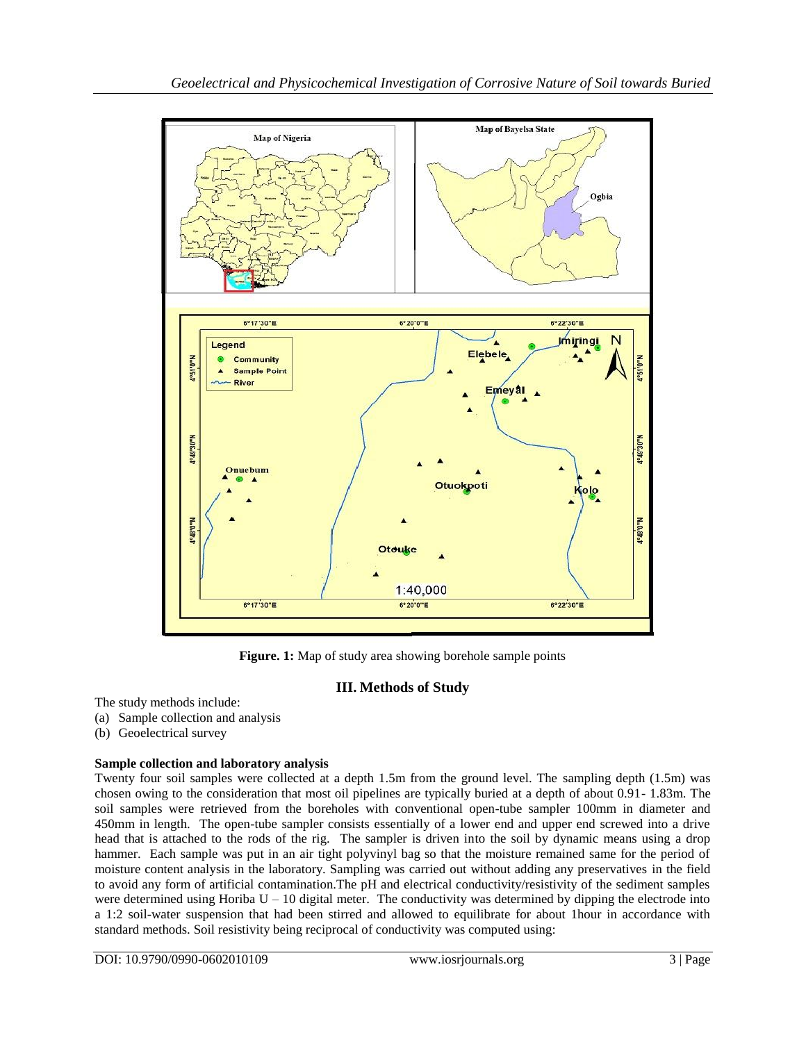**Figure. 1:** Map of study area showing borehole sample points

## III. Methods of Study

The study methods include:

(a) Sample collection and analysis
(b) Geoelectrical survey

### Sample collection and laboratory analysis

Twenty four soil samples were collected at a depth 1.5m from the ground level. The sampling depth (1.5m) was chosen owing to the consideration that most oil pipelines are typically buried at a depth of about 0.91- 1.83m. The soil samples were retrieved from the boreholes with conventional open-tube sampler 100mm in diameter and 450mm in length. The open-tube sampler consists essentially of a lower end and upper end screwed into a drive head that is attached to the rods of the rig. The sampler is driven into the soil by dynamic means using a drop hammer. Each sample was put in an air tight polyvinyl bag so that the moisture remained same for the period of moisture content analysis in the laboratory. Sampling was carried out without adding any preservatives in the field to avoid any form of artificial contamination.The pH and electrical conductivity/resistivity of the sediment samples were determined using Horiba U – 10 digital meter. The conductivity was determined by dipping the electrode into a 1:2 soil-water suspension that had been stirred and allowed to equilibrate for about 1hour in accordance with standard methods. Soil resistivity being reciprocal of conductivity was computed using: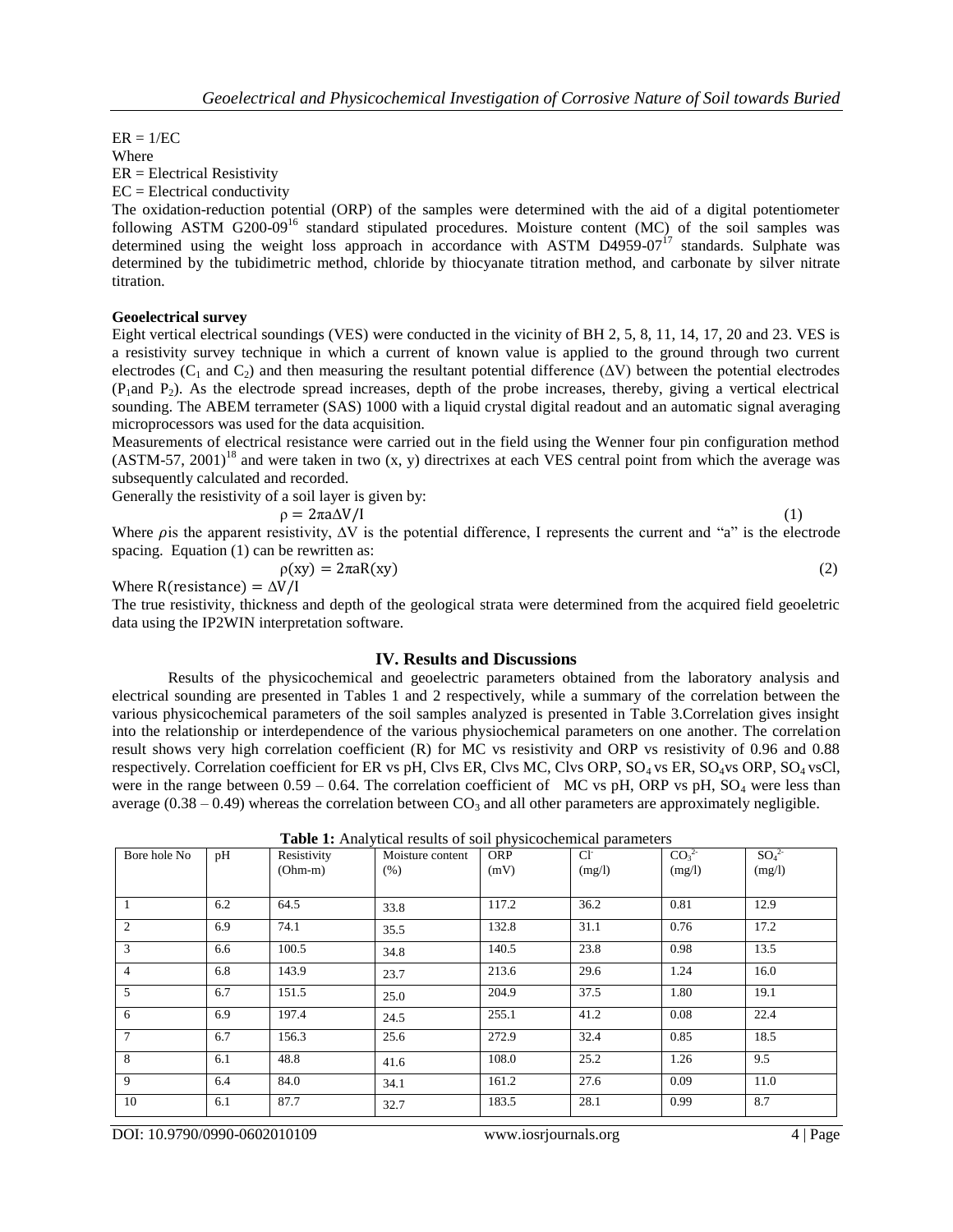ER = 1/EC

Where

ER = Electrical Resistivity

EC = Electrical conductivity

The oxidation-reduction potential (ORP) of the samples were determined with the aid of a digital potentiometer following ASTM G200-09[16] standard stipulated procedures. Moisture content (MC) of the soil samples was determined using the weight loss approach in accordance with ASTM D4959-07[17] standards. Sulphate was determined by the tubidimetric method, chloride by thiocyanate titration method, and carbonate by silver nitrate titration.

**Geoelectrical survey**

Eight vertical electrical soundings (VES) were conducted in the vicinity of BH 2, 5, 8, 11, 14, 17, 20 and 23. VES is a resistivity survey technique in which a current of known value is applied to the ground through two current electrodes ($C_1$ and $C_2$) and then measuring the resultant potential difference ($\Delta V$) between the potential electrodes ($P_1$and $P_2$). As the electrode spread increases, depth of the probe increases, thereby, giving a vertical electrical sounding. The ABEM terrameter (SAS) 1000 with a liquid crystal digital readout and an automatic signal averaging microprocessors was used for the data acquisition.

Measurements of electrical resistance were carried out in the field using the Wenner four pin configuration method (ASTM-57, 2001)[18] and were taken in two (x, y) directrixes at each VES central point from which the average was subsequently calculated and recorded.

Generally the resistivity of a soil layer is given by:

$$\rho = 2\pi a \Delta V / I \tag{1}$$

Where $\rho$is the apparent resistivity, $\Delta V$ is the potential difference, I represents the current and "a" is the electrode spacing. Equation (1) can be rewritten as:

$$\rho(xy) = 2\pi a R(xy) \tag{2}$$

Where $R(\text{resistance}) = \Delta V / I$

The true resistivity, thickness and depth of the geological strata were determined from the acquired field geoeletric data using the IP2WIN interpretation software.

## IV. Results and Discussions

Results of the physicochemical and geoelectric parameters obtained from the laboratory analysis and electrical sounding are presented in Tables 1 and 2 respectively, while a summary of the correlation between the various physicochemical parameters of the soil samples analyzed is presented in Table 3.Correlation gives insight into the relationship or interdependence of the various physiochemical parameters on one another. The correlation result shows very high correlation coefficient (R) for MC vs resistivity and ORP vs resistivity of 0.96 and 0.88 respectively. Correlation coefficient for ER vs pH, Clvs ER, Clvs MC, Clvs ORP, $SO_4$ vs ER, $SO_4$vs ORP, $SO_4$ vsCl, were in the range between 0.59 – 0.64. The correlation coefficient of MC vs pH, ORP vs pH, $SO_4$ were less than average (0.38 – 0.49) whereas the correlation between $CO_3$ and all other parameters are approximately negligible.

**Table 1:** Analytical results of soil physicochemical parameters

| Bore hole No | pH | Resistivity (Ohm-m) | Moisture content (%) | ORP (mV) | $Cl^-$ (mg/l) | $CO_3^{2-}$ (mg/l) | $SO_4^{2-}$ (mg/l) |
|---|---|---|---|---|---|---|---|
| 1 | 6.2 | 64.5 | 33.8 | 117.2 | 36.2 | 0.81 | 12.9 |
| 2 | 6.9 | 74.1 | 35.5 | 132.8 | 31.1 | 0.76 | 17.2 |
| 3 | 6.6 | 100.5 | 34.8 | 140.5 | 23.8 | 0.98 | 13.5 |
| 4 | 6.8 | 143.9 | 23.7 | 213.6 | 29.6 | 1.24 | 16.0 |
| 5 | 6.7 | 151.5 | 25.0 | 204.9 | 37.5 | 1.80 | 19.1 |
| 6 | 6.9 | 197.4 | 24.5 | 255.1 | 41.2 | 0.08 | 22.4 |
| 7 | 6.7 | 156.3 | 25.6 | 272.9 | 32.4 | 0.85 | 18.5 |
| 8 | 6.1 | 48.8 | 41.6 | 108.0 | 25.2 | 1.26 | 9.5 |
| 9 | 6.4 | 84.0 | 34.1 | 161.2 | 27.6 | 0.09 | 11.0 |
| 10 | 6.1 | 87.7 | 32.7 | 183.5 | 28.1 | 0.99 | 8.7 |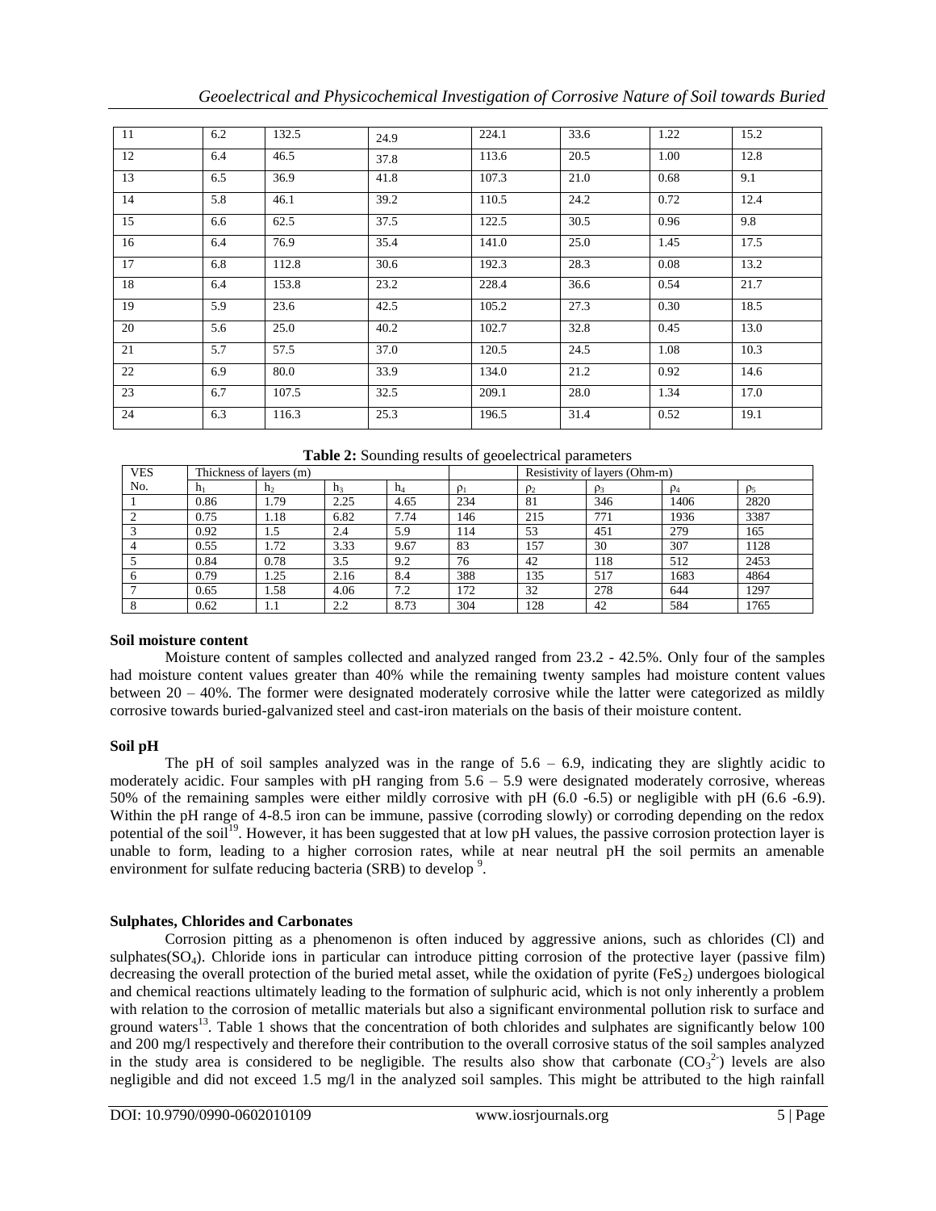| 11 | 6.2 | 132.5 | 24.9 | 224.1 | 33.6 | 1.22 | 15.2 |
|---|---|---|---|---|---|---|---|
| 12 | 6.4 | 46.5 | 37.8 | 113.6 | 20.5 | 1.00 | 12.8 |
| 13 | 6.5 | 36.9 | 41.8 | 107.3 | 21.0 | 0.68 | 9.1 |
| 14 | 5.8 | 46.1 | 39.2 | 110.5 | 24.2 | 0.72 | 12.4 |
| 15 | 6.6 | 62.5 | 37.5 | 122.5 | 30.5 | 0.96 | 9.8 |
| 16 | 6.4 | 76.9 | 35.4 | 141.0 | 25.0 | 1.45 | 17.5 |
| 17 | 6.8 | 112.8 | 30.6 | 192.3 | 28.3 | 0.08 | 13.2 |
| 18 | 6.4 | 153.8 | 23.2 | 228.4 | 36.6 | 0.54 | 21.7 |
| 19 | 5.9 | 23.6 | 42.5 | 105.2 | 27.3 | 0.30 | 18.5 |
| 20 | 5.6 | 25.0 | 40.2 | 102.7 | 32.8 | 0.45 | 13.0 |
| 21 | 5.7 | 57.5 | 37.0 | 120.5 | 24.5 | 1.08 | 10.3 |
| 22 | 6.9 | 80.0 | 33.9 | 134.0 | 21.2 | 0.92 | 14.6 |
| 23 | 6.7 | 107.5 | 32.5 | 209.1 | 28.0 | 1.34 | 17.0 |
| 24 | 6.3 | 116.3 | 25.3 | 196.5 | 31.4 | 0.52 | 19.1 |

**Table 2:** Sounding results of geoelectrical parameters

| VES No. | Thickness of layers (m) | | | | Resistivity of layers (Ohm-m) | | | | |
|---|---|---|---|---|---|---|---|---|---|
| | $h_1$ | $h_2$ | $h_3$ | $h_4$ | $\rho_1$ | $\rho_2$ | $\rho_3$ | $\rho_4$ | $\rho_5$ |
| 1 | 0.86 | 1.79 | 2.25 | 4.65 | 234 | 81 | 346 | 1406 | 2820 |
| 2 | 0.75 | 1.18 | 6.82 | 7.74 | 146 | 215 | 771 | 1936 | 3387 |
| 3 | 0.92 | 1.5 | 2.4 | 5.9 | 114 | 53 | 451 | 279 | 165 |
| 4 | 0.55 | 1.72 | 3.33 | 9.67 | 83 | 157 | 30 | 307 | 1128 |
| 5 | 0.84 | 0.78 | 3.5 | 9.2 | 76 | 42 | 118 | 512 | 2453 |
| 6 | 0.79 | 1.25 | 2.16 | 8.4 | 388 | 135 | 517 | 1683 | 4864 |
| 7 | 0.65 | 1.58 | 4.06 | 7.2 | 172 | 32 | 278 | 644 | 1297 |
| 8 | 0.62 | 1.1 | 2.2 | 8.73 | 304 | 128 | 42 | 584 | 1765 |

**Soil moisture content**

Moisture content of samples collected and analyzed ranged from 23.2 - 42.5%. Only four of the samples had moisture content values greater than 40% while the remaining twenty samples had moisture content values between 20 – 40%. The former were designated moderately corrosive while the latter were categorized as mildly corrosive towards buried-galvanized steel and cast-iron materials on the basis of their moisture content.

**Soil pH**

The pH of soil samples analyzed was in the range of 5.6 – 6.9, indicating they are slightly acidic to moderately acidic. Four samples with pH ranging from 5.6 – 5.9 were designated moderately corrosive, whereas 50% of the remaining samples were either mildly corrosive with pH (6.0 -6.5) or negligible with pH (6.6 -6.9). Within the pH range of 4-8.5 iron can be immune, passive (corroding slowly) or corroding depending on the redox potential of the soil[19]. However, it has been suggested that at low pH values, the passive corrosion protection layer is unable to form, leading to a higher corrosion rates, while at near neutral pH the soil permits an amenable environment for sulfate reducing bacteria (SRB) to develop [9].

**Sulphates, Chlorides and Carbonates**

Corrosion pitting as a phenomenon is often induced by aggressive anions, such as chlorides (Cl) and sulphates($SO_4$). Chloride ions in particular can introduce pitting corrosion of the protective layer (passive film) decreasing the overall protection of the buried metal asset, while the oxidation of pyrite ($FeS_2$) undergoes biological and chemical reactions ultimately leading to the formation of sulphuric acid, which is not only inherently a problem with relation to the corrosion of metallic materials but also a significant environmental pollution risk to surface and ground waters[13]. Table 1 shows that the concentration of both chlorides and sulphates are significantly below 100 and 200 mg/l respectively and therefore their contribution to the overall corrosive status of the soil samples analyzed in the study area is considered to be negligible. The results also show that carbonate ($CO_3^{2-}$) levels are also negligible and did not exceed 1.5 mg/l in the analyzed soil samples. This might be attributed to the high rainfall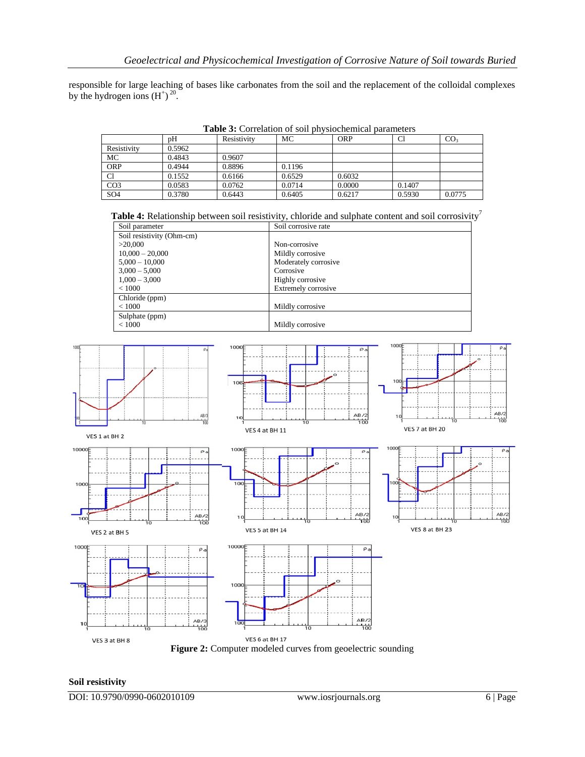responsible for large leaching of bases like carbonates from the soil and the replacement of the colloidal complexes by the hydrogen ions ($H^+$) [20].

**Table 3:** Correlation of soil physiochemical parameters

| | pH | Resistivity | MC | ORP | Cl | $CO_3$ |
|---|---|---|---|---|---|---|
| Resistivity | 0.5962 | | | | | |
| MC | 0.4843 | 0.9607 | | | | |
| ORP | 0.4944 | 0.8896 | 0.1196 | | | |
| Cl | 0.1552 | 0.6166 | 0.6529 | 0.6032 | | |
| CO3 | 0.0583 | 0.0762 | 0.0714 | 0.0000 | 0.1407 | |
| SO4 | 0.3780 | 0.6443 | 0.6405 | 0.6217 | 0.5930 | 0.0775 |

**Table 4:** Relationship between soil resistivity, chloride and sulphate content and soil corrosivity[7]

| Soil parameter | Soil corrosive rate |
|---|---|
| Soil resistivity (Ohm-cm) | |
| >20,000 | Non-corrosive |
| 10,000 – 20,000 | Mildly corrosive |
| 5,000 – 10,000 | Moderately corrosive |
| 3,000 – 5,000 | Corrosive |
| 1,000 – 3,000 | Highly corrosive |
| < 1000 | Extremely corrosive |
| Chloride (ppm) | |
| < 1000 | Mildly corrosive |
| Sulphate (ppm) | |
| < 1000 | Mildly corrosive |

VES 1 at BH 2 | VES 4 at BH 11 | VES 7 at BH 20 | VES 2 at BH 5 | VES 5 at BH 14 | VES 8 at BH 23 | VES 3 at BH 8 | VES 6 at BH 17

**Figure 2:** Computer modeled curves from geoelectric sounding

**Soil resistivity**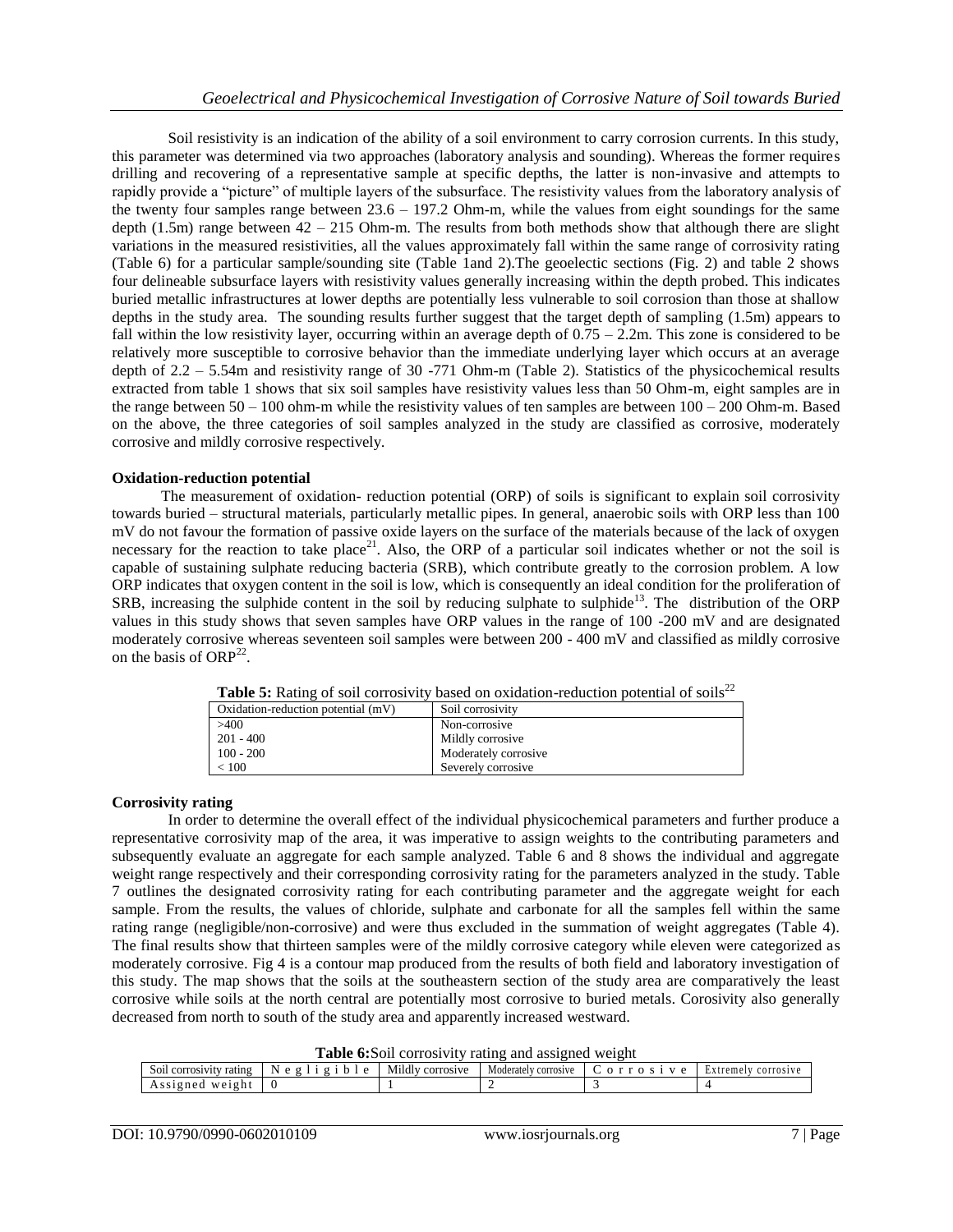Soil resistivity is an indication of the ability of a soil environment to carry corrosion currents. In this study, this parameter was determined via two approaches (laboratory analysis and sounding). Whereas the former requires drilling and recovering of a representative sample at specific depths, the latter is non-invasive and attempts to rapidly provide a "picture" of multiple layers of the subsurface. The resistivity values from the laboratory analysis of the twenty four samples range between 23.6 – 197.2 Ohm-m, while the values from eight soundings for the same depth (1.5m) range between 42 – 215 Ohm-m. The results from both methods show that although there are slight variations in the measured resistivities, all the values approximately fall within the same range of corrosivity rating (Table 6) for a particular sample/sounding site (Table 1and 2).The geoelectic sections (Fig. 2) and table 2 shows four delineable subsurface layers with resistivity values generally increasing within the depth probed. This indicates buried metallic infrastructures at lower depths are potentially less vulnerable to soil corrosion than those at shallow depths in the study area. The sounding results further suggest that the target depth of sampling (1.5m) appears to fall within the low resistivity layer, occurring within an average depth of 0.75 – 2.2m. This zone is considered to be relatively more susceptible to corrosive behavior than the immediate underlying layer which occurs at an average depth of 2.2 – 5.54m and resistivity range of 30 -771 Ohm-m (Table 2). Statistics of the physicochemical results extracted from table 1 shows that six soil samples have resistivity values less than 50 Ohm-m, eight samples are in the range between 50 – 100 ohm-m while the resistivity values of ten samples are between 100 – 200 Ohm-m. Based on the above, the three categories of soil samples analyzed in the study are classified as corrosive, moderately corrosive and mildly corrosive respectively.

**Oxidation-reduction potential**

The measurement of oxidation- reduction potential (ORP) of soils is significant to explain soil corrosivity towards buried – structural materials, particularly metallic pipes. In general, anaerobic soils with ORP less than 100 mV do not favour the formation of passive oxide layers on the surface of the materials because of the lack of oxygen necessary for the reaction to take place[21]. Also, the ORP of a particular soil indicates whether or not the soil is capable of sustaining sulphate reducing bacteria (SRB), which contribute greatly to the corrosion problem. A low ORP indicates that oxygen content in the soil is low, which is consequently an ideal condition for the proliferation of SRB, increasing the sulphide content in the soil by reducing sulphate to sulphide[13]. The distribution of the ORP values in this study shows that seven samples have ORP values in the range of 100 -200 mV and are designated moderately corrosive whereas seventeen soil samples were between 200 - 400 mV and classified as mildly corrosive on the basis of ORP[22].

**Table 5:** Rating of soil corrosivity based on oxidation-reduction potential of soils[22]

| Oxidation-reduction potential (mV) | Soil corrosivity |
|---|---|
| >400 | Non-corrosive |
| 201 - 400 | Mildly corrosive |
| 100 - 200 | Moderately corrosive |
| < 100 | Severely corrosive |

**Corrosivity rating**

In order to determine the overall effect of the individual physicochemical parameters and further produce a representative corrosivity map of the area, it was imperative to assign weights to the contributing parameters and subsequently evaluate an aggregate for each sample analyzed. Table 6 and 8 shows the individual and aggregate weight range respectively and their corresponding corrosivity rating for the parameters analyzed in the study. Table 7 outlines the designated corrosivity rating for each contributing parameter and the aggregate weight for each sample. From the results, the values of chloride, sulphate and carbonate for all the samples fell within the same rating range (negligible/non-corrosive) and were thus excluded in the summation of weight aggregates (Table 4). The final results show that thirteen samples were of the mildly corrosive category while eleven were categorized as moderately corrosive. Fig 4 is a contour map produced from the results of both field and laboratory investigation of this study. The map shows that the soils at the southeastern section of the study area are comparatively the least corrosive while soils at the north central are potentially most corrosive to buried metals. Corosivity also generally decreased from north to south of the study area and apparently increased westward.

**Table 6:** Soil corrosivity rating and assigned weight

| Soil corrosivity rating | Negligible | Mildly corrosive | Moderately corrosive | Corrosive | Extremely corrosive |
|---|---|---|---|---|---|
| Assigned weight | 0 | 1 | 2 | 3 | 4 |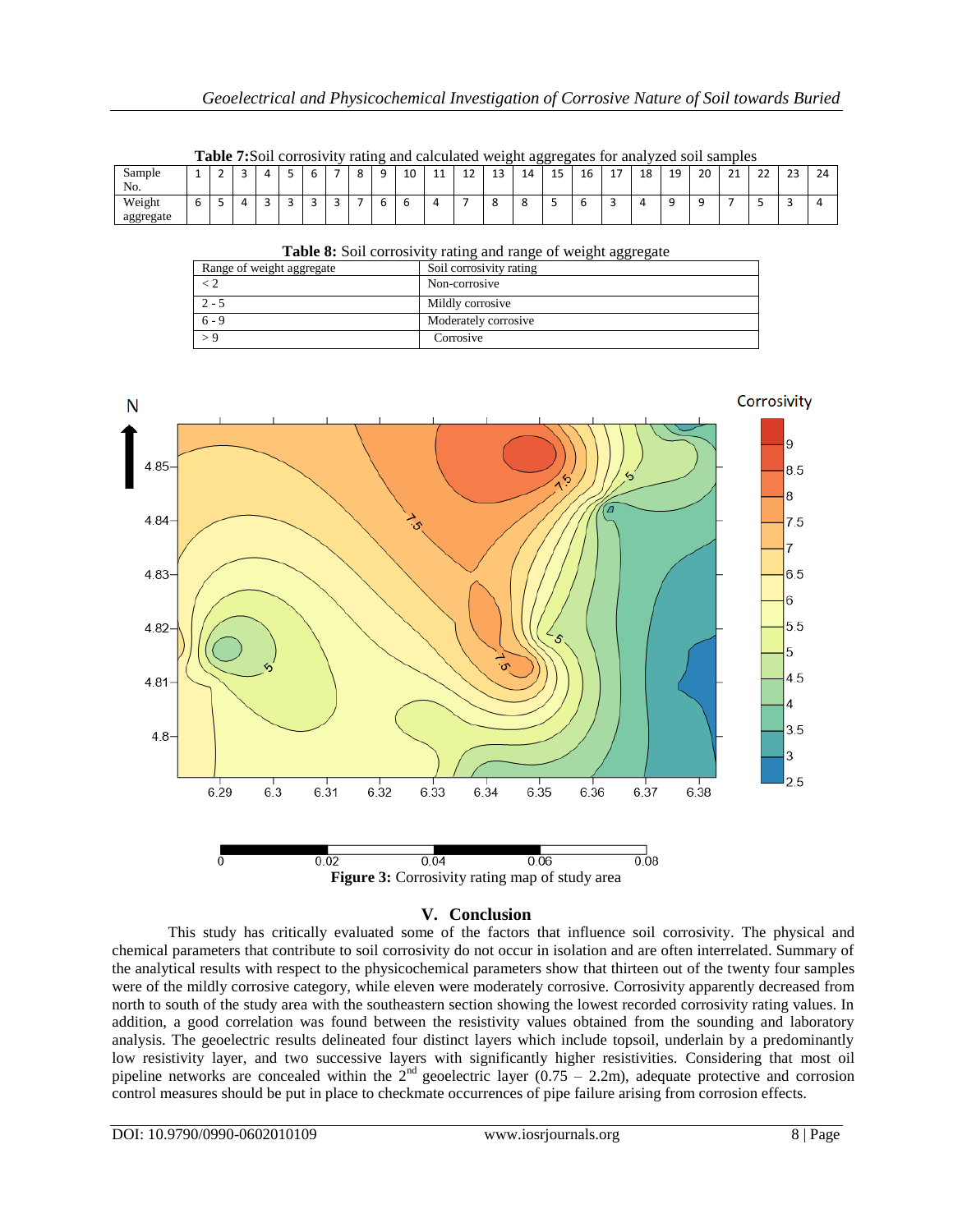**Table 7:** Soil corrosivity rating and calculated weight aggregates for analyzed soil samples

| Sample No. | 1 | 2 | 3 | 4 | 5 | 6 | 7 | 8 | 9 | 10 | 11 | 12 | 13 | 14 | 15 | 16 | 17 | 18 | 19 | 20 | 21 | 22 | 23 | 24 |
|---|---|---|---|---|---|---|---|---|---|---|---|---|---|---|---|---|---|---|---|---|---|---|---|---|
| Weight aggregate | 6 | 5 | 4 | 3 | 3 | 3 | 3 | 7 | 6 | 6 | 4 | 7 | 8 | 8 | 5 | 6 | 3 | 4 | 9 | 9 | 7 | 5 | 3 | 4 |

**Table 8:** Soil corrosivity rating and range of weight aggregate

| Range of weight aggregate | Soil corrosivity rating |
|---|---|
| < 2 | Non-corrosive |
| 2 - 5 | Mildly corrosive |
| 6 - 9 | Moderately corrosive |
| > 9 | Corrosive |

**Figure 3:** Corrosivity rating map of study area

## V. Conclusion

This study has critically evaluated some of the factors that influence soil corrosivity. The physical and chemical parameters that contribute to soil corrosivity do not occur in isolation and are often interrelated. Summary of the analytical results with respect to the physicochemical parameters show that thirteen out of the twenty four samples were of the mildly corrosive category, while eleven were moderately corrosive. Corrosivity apparently decreased from north to south of the study area with the southeastern section showing the lowest recorded corrosivity rating values. In addition, a good correlation was found between the resistivity values obtained from the sounding and laboratory analysis. The geoelectric results delineated four distinct layers which include topsoil, underlain by a predominantly low resistivity layer, and two successive layers with significantly higher resistivities. Considering that most oil pipeline networks are concealed within the 2nd geoelectric layer (0.75 – 2.2m), adequate protective and corrosion control measures should be put in place to checkmate occurrences of pipe failure arising from corrosion effects.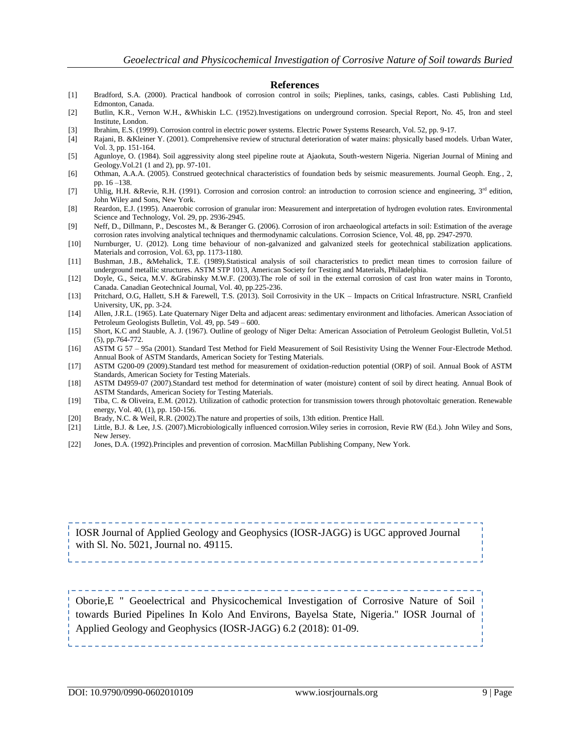## References

[1] Bradford, S.A. (2000). Practical handbook of corrosion control in soils; Pieplines, tanks, casings, cables. Casti Publishing Ltd, Edmonton, Canada.

[2] Butlin, K.R., Vernon W.H., &Whiskin L.C. (1952).Investigations on underground corrosion. Special Report, No. 45, Iron and steel Institute, London.

[3] Ibrahim, E.S. (1999). Corrosion control in electric power systems. Electric Power Systems Research, Vol. 52, pp. 9-17.

[4] Rajani, B. &Kleiner Y. (2001). Comprehensive review of structural deterioration of water mains: physically based models. Urban Water, Vol. 3, pp. 151-164.

[5] Agunloye, O. (1984). Soil aggressivity along steel pipeline route at Ajaokuta, South-western Nigeria. Nigerian Journal of Mining and Geology.Vol.21 (1 and 2), pp. 97-101.

[6] Othman, A.A.A. (2005). Construed geotechnical characteristics of foundation beds by seismic measurements. Journal Geoph. Eng., 2, pp. 16 –138.

[7] Uhlig, H.H. &Revie, R.H. (1991). Corrosion and corrosion control: an introduction to corrosion science and engineering, 3rd edition, John Wiley and Sons, New York.

[8] Reardon, E.J. (1995). Anaerobic corrosion of granular iron: Measurement and interpretation of hydrogen evolution rates. Environmental Science and Technology, Vol. 29, pp. 2936-2945.

[9] Neff, D., Dillmann, P., Descostes M., & Beranger G. (2006). Corrosion of iron archaeological artefacts in soil: Estimation of the average corrosion rates involving analytical techniques and thermodynamic calculations. Corrosion Science, Vol. 48, pp. 2947-2970.

[10] Nurnburger, U. (2012). Long time behaviour of non-galvanized and galvanized steels for geotechnical stabilization applications. Materials and corrosion, Vol. 63, pp. 1173-1180.

[11] Bushman, J.B., &Mehalick, T.E. (1989).Statistical analysis of soil characteristics to predict mean times to corrosion failure of underground metallic structures. ASTM STP 1013, American Society for Testing and Materials, Philadelphia.

[12] Doyle, G., Seica, M.V. &Grabinsky M.W.F. (2003).The role of soil in the external corrosion of cast Iron water mains in Toronto, Canada. Canadian Geotechnical Journal, Vol. 40, pp.225-236.

[13] Pritchard, O.G, Hallett, S.H & Farewell, T.S. (2013). Soil Corrosivity in the UK – Impacts on Critical Infrastructure. NSRI, Cranfield University, UK, pp. 3-24.

[14] Allen, J.R.L. (1965). Late Quaternary Niger Delta and adjacent areas: sedimentary environment and lithofacies. American Association of Petroleum Geologists Bulletin, Vol. 49, pp. 549 – 600.

[15] Short, K.C and Stauble, A. J. (1967). Outline of geology of Niger Delta: American Association of Petroleum Geologist Bulletin, Vol.51 (5), pp.764-772.

[16] ASTM G 57 – 95a (2001). Standard Test Method for Field Measurement of Soil Resistivity Using the Wenner Four-Electrode Method. Annual Book of ASTM Standards, American Society for Testing Materials.

[17] ASTM G200-09 (2009).Standard test method for measurement of oxidation-reduction potential (ORP) of soil. Annual Book of ASTM Standards, American Society for Testing Materials.

[18] ASTM D4959-07 (2007).Standard test method for determination of water (moisture) content of soil by direct heating. Annual Book of ASTM Standards, American Society for Testing Materials.

[19] Tiba, C. & Oliveira, E.M. (2012). Utilization of cathodic protection for transmission towers through photovoltaic generation. Renewable energy, Vol. 40, (1), pp. 150-156.

[20] Brady, N.C. & Weil, R.R. (2002).The nature and properties of soils, 13th edition. Prentice Hall.

[21] Little, B.J. & Lee, J.S. (2007).Microbiologically influenced corrosion.Wiley series in corrosion, Revie RW (Ed.). John Wiley and Sons, New Jersey.

[22] Jones, D.A. (1992).Principles and prevention of corrosion. MacMillan Publishing Company, New York.

IOSR Journal of Applied Geology and Geophysics (IOSR-JAGG) is UGC approved Journal with Sl. No. 5021, Journal no. 49115.

Oborie,E " Geoelectrical and Physicochemical Investigation of Corrosive Nature of Soil towards Buried Pipelines In Kolo And Environs, Bayelsa State, Nigeria." IOSR Journal of Applied Geology and Geophysics (IOSR-JAGG) 6.2 (2018): 01-09.